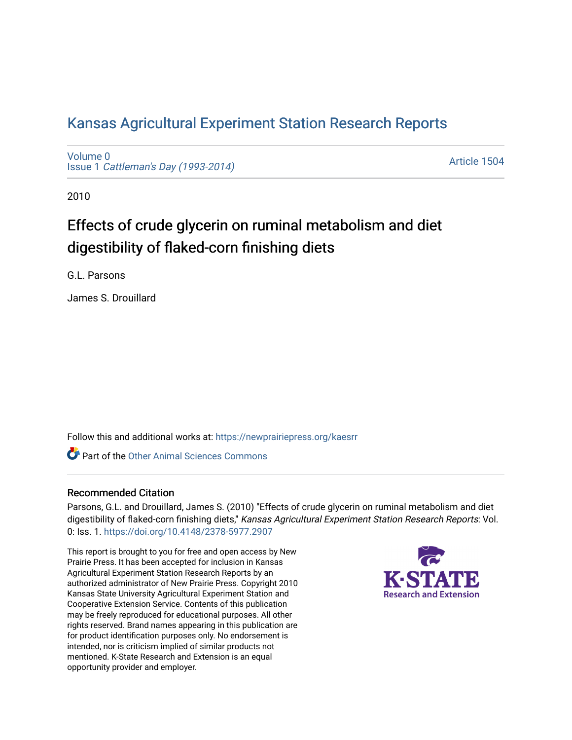# Kansas Agricultural Experiment Station Research Reports

Volume 0
Issue 1 *Cattleman's Day (1993-2014)*

Article 1504

2010

## Effects of crude glycerin on ruminal metabolism and diet digestibility of flaked-corn finishing diets

G.L. Parsons

James S. Drouillard

Follow this and additional works at: https://newprairiepress.org/kaesrr

Part of the Other Animal Sciences Commons

### Recommended Citation

Parsons, G.L. and Drouillard, James S. (2010) "Effects of crude glycerin on ruminal metabolism and diet digestibility of flaked-corn finishing diets," *Kansas Agricultural Experiment Station Research Reports*: Vol. 0: Iss. 1. https://doi.org/10.4148/2378-5977.2907

This report is brought to you for free and open access by New Prairie Press. It has been accepted for inclusion in Kansas Agricultural Experiment Station Research Reports by an authorized administrator of New Prairie Press. Copyright 2010 Kansas State University Agricultural Experiment Station and Cooperative Extension Service. Contents of this publication may be freely reproduced for educational purposes. All other rights reserved. Brand names appearing in this publication are for product identification purposes only. No endorsement is intended, nor is criticism implied of similar products not mentioned. K-State Research and Extension is an equal opportunity provider and employer.

K-STATE Research and Extension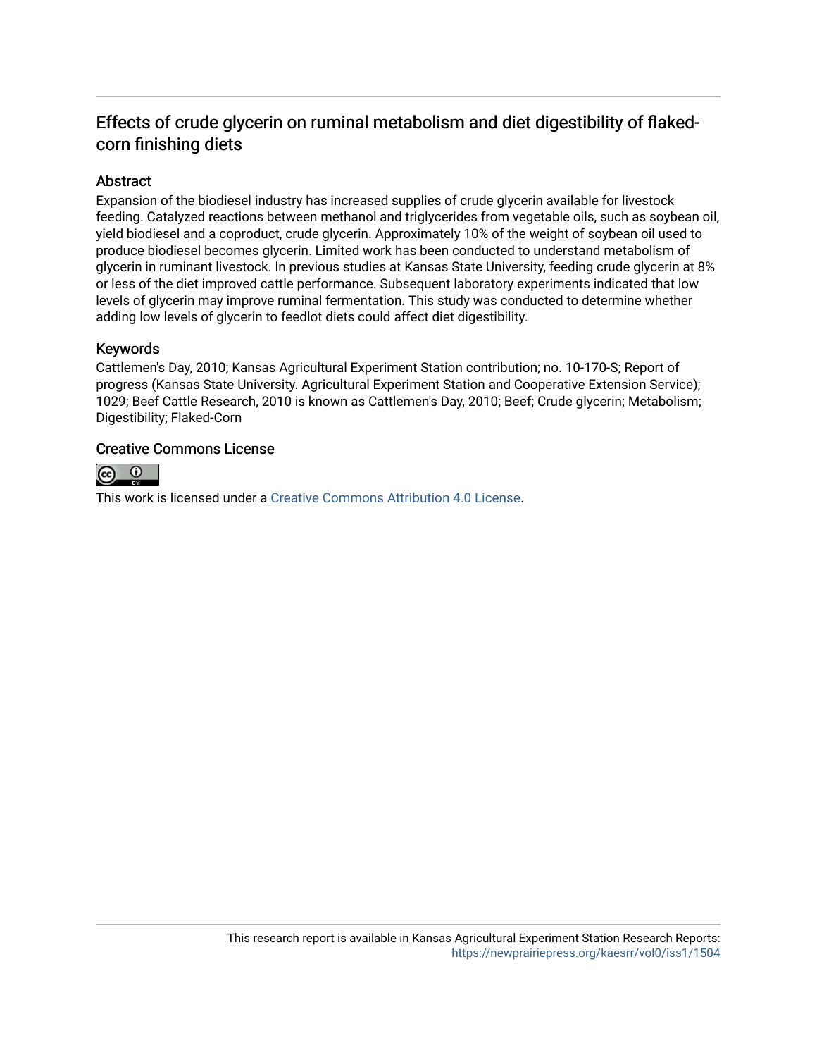# Effects of crude glycerin on ruminal metabolism and diet digestibility of flaked-corn finishing diets

## Abstract

Expansion of the biodiesel industry has increased supplies of crude glycerin available for livestock feeding. Catalyzed reactions between methanol and triglycerides from vegetable oils, such as soybean oil, yield biodiesel and a coproduct, crude glycerin. Approximately 10% of the weight of soybean oil used to produce biodiesel becomes glycerin. Limited work has been conducted to understand metabolism of glycerin in ruminant livestock. In previous studies at Kansas State University, feeding crude glycerin at 8% or less of the diet improved cattle performance. Subsequent laboratory experiments indicated that low levels of glycerin may improve ruminal fermentation. This study was conducted to determine whether adding low levels of glycerin to feedlot diets could affect diet digestibility.

## Keywords

Cattlemen's Day, 2010; Kansas Agricultural Experiment Station contribution; no. 10-170-S; Report of progress (Kansas State University. Agricultural Experiment Station and Cooperative Extension Service); 1029; Beef Cattle Research, 2010 is known as Cattlemen's Day, 2010; Beef; Crude glycerin; Metabolism; Digestibility; Flaked-Corn

## Creative Commons License

This work is licensed under a Creative Commons Attribution 4.0 License.

This research report is available in Kansas Agricultural Experiment Station Research Reports: https://newprairiepress.org/kaesrr/vol0/iss1/1504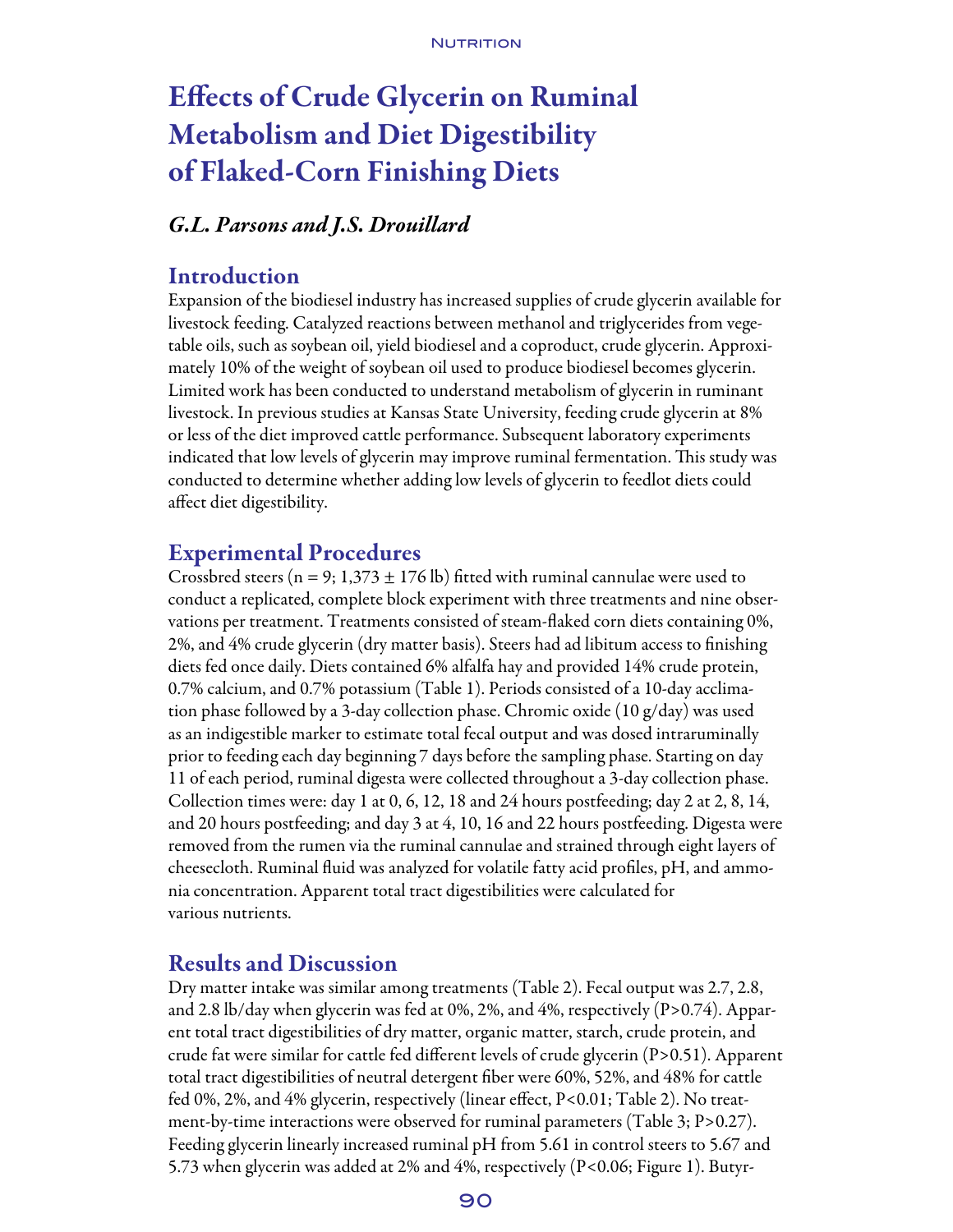# Effects of Crude Glycerin on Ruminal Metabolism and Diet Digestibility of Flaked-Corn Finishing Diets

*G.L. Parsons and J.S. Drouillard*

## Introduction

Expansion of the biodiesel industry has increased supplies of crude glycerin available for livestock feeding. Catalyzed reactions between methanol and triglycerides from vegetable oils, such as soybean oil, yield biodiesel and a coproduct, crude glycerin. Approximately 10% of the weight of soybean oil used to produce biodiesel becomes glycerin. Limited work has been conducted to understand metabolism of glycerin in ruminant livestock. In previous studies at Kansas State University, feeding crude glycerin at 8% or less of the diet improved cattle performance. Subsequent laboratory experiments indicated that low levels of glycerin may improve ruminal fermentation. This study was conducted to determine whether adding low levels of glycerin to feedlot diets could affect diet digestibility.

## Experimental Procedures

Crossbred steers (n = 9; 1,373 ± 176 lb) fitted with ruminal cannulae were used to conduct a replicated, complete block experiment with three treatments and nine observations per treatment. Treatments consisted of steam-flaked corn diets containing 0%, 2%, and 4% crude glycerin (dry matter basis). Steers had ad libitum access to finishing diets fed once daily. Diets contained 6% alfalfa hay and provided 14% crude protein, 0.7% calcium, and 0.7% potassium (Table 1). Periods consisted of a 10-day acclimation phase followed by a 3-day collection phase. Chromic oxide (10 g/day) was used as an indigestible marker to estimate total fecal output and was dosed intraruminally prior to feeding each day beginning 7 days before the sampling phase. Starting on day 11 of each period, ruminal digesta were collected throughout a 3-day collection phase. Collection times were: day 1 at 0, 6, 12, 18 and 24 hours postfeeding; day 2 at 2, 8, 14, and 20 hours postfeeding; and day 3 at 4, 10, 16 and 22 hours postfeeding. Digesta were removed from the rumen via the ruminal cannulae and strained through eight layers of cheesecloth. Ruminal fluid was analyzed for volatile fatty acid profiles, pH, and ammonia concentration. Apparent total tract digestibilities were calculated for various nutrients.

## Results and Discussion

Dry matter intake was similar among treatments (Table 2). Fecal output was 2.7, 2.8, and 2.8 lb/day when glycerin was fed at 0%, 2%, and 4%, respectively ($P>0.74$). Apparent total tract digestibilities of dry matter, organic matter, starch, crude protein, and crude fat were similar for cattle fed different levels of crude glycerin ($P>0.51$). Apparent total tract digestibilities of neutral detergent fiber were 60%, 52%, and 48% for cattle fed 0%, 2%, and 4% glycerin, respectively (linear effect, $P<0.01$; Table 2). No treatment-by-time interactions were observed for ruminal parameters (Table 3; $P>0.27$). Feeding glycerin linearly increased ruminal pH from 5.61 in control steers to 5.67 and 5.73 when glycerin was added at 2% and 4%, respectively ($P<0.06$; Figure 1). Butyr-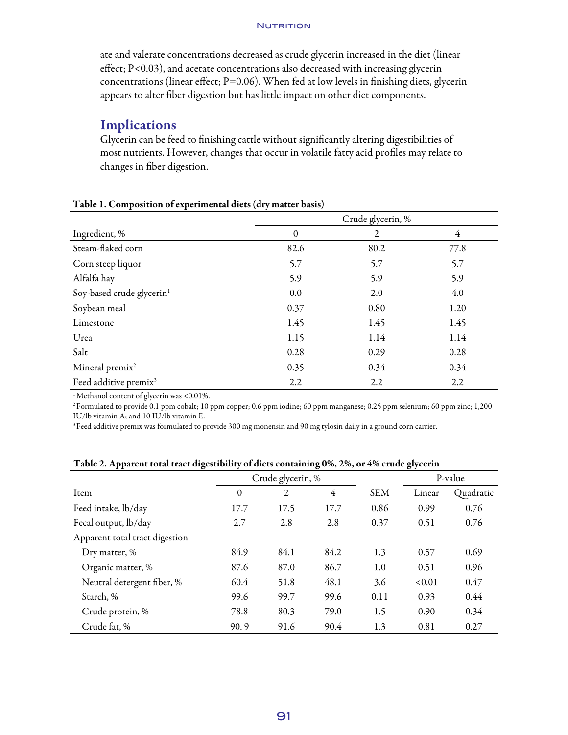ate and valerate concentrations decreased as crude glycerin increased in the diet (linear effect; P<0.03), and acetate concentrations also decreased with increasing glycerin concentrations (linear effect; P=0.06). When fed at low levels in finishing diets, glycerin appears to alter fiber digestion but has little impact on other diet components.

## Implications

Glycerin can be feed to finishing cattle without significantly altering digestibilities of most nutrients. However, changes that occur in volatile fatty acid profiles may relate to changes in fiber digestion.

**Table 1. Composition of experimental diets (dry matter basis)**

| | Crude glycerin, % | | |
|---|---|---|---|
| Ingredient, % | 0 | 2 | 4 |
| Steam-flaked corn | 82.6 | 80.2 | 77.8 |
| Corn steep liquor | 5.7 | 5.7 | 5.7 |
| Alfalfa hay | 5.9 | 5.9 | 5.9 |
| Soy-based crude glycerin[1] | 0.0 | 2.0 | 4.0 |
| Soybean meal | 0.37 | 0.80 | 1.20 |
| Limestone | 1.45 | 1.45 | 1.45 |
| Urea | 1.15 | 1.14 | 1.14 |
| Salt | 0.28 | 0.29 | 0.28 |
| Mineral premix[2] | 0.35 | 0.34 | 0.34 |
| Feed additive premix[3] | 2.2 | 2.2 | 2.2 |

[1] Methanol content of glycerin was <0.01%.

[2] Formulated to provide 0.1 ppm cobalt; 10 ppm copper; 0.6 ppm iodine; 60 ppm manganese; 0.25 ppm selenium; 60 ppm zinc; 1,200 IU/lb vitamin A; and 10 IU/lb vitamin E.

[3] Feed additive premix was formulated to provide 300 mg monensin and 90 mg tylosin daily in a ground corn carrier.

**Table 2. Apparent total tract digestibility of diets containing 0%, 2%, or 4% crude glycerin**

| | Crude glycerin, % | | | | P-value | |
|---|---|---|---|---|---|---|
| Item | 0 | 2 | 4 | SEM | Linear | Quadratic |
| Feed intake, lb/day | 17.7 | 17.5 | 17.7 | 0.86 | 0.99 | 0.76 |
| Fecal output, lb/day | 2.7 | 2.8 | 2.8 | 0.37 | 0.51 | 0.76 |
| Apparent total tract digestion | | | | | | |
| Dry matter, % | 84.9 | 84.1 | 84.2 | 1.3 | 0.57 | 0.69 |
| Organic matter, % | 87.6 | 87.0 | 86.7 | 1.0 | 0.51 | 0.96 |
| Neutral detergent fiber, % | 60.4 | 51.8 | 48.1 | 3.6 | <0.01 | 0.47 |
| Starch, % | 99.6 | 99.7 | 99.6 | 0.11 | 0.93 | 0.44 |
| Crude protein, % | 78.8 | 80.3 | 79.0 | 1.5 | 0.90 | 0.34 |
| Crude fat, % | 90.9 | 91.6 | 90.4 | 1.3 | 0.81 | 0.27 |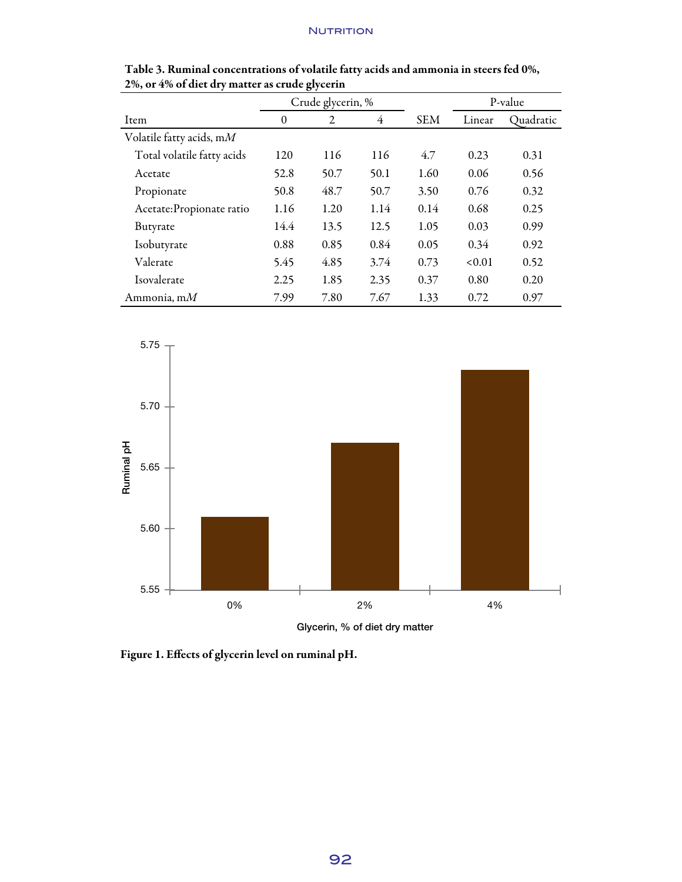**Table 3. Ruminal concentrations of volatile fatty acids and ammonia in steers fed 0%, 2%, or 4% of diet dry matter as crude glycerin**

| | Crude glycerin, % | | | | P-value | |
|---|---|---|---|---|---|---|
| Item | 0 | 2 | 4 | SEM | Linear | Quadratic |
| Volatile fatty acids, m*M* | | | | | | |
| Total volatile fatty acids | 120 | 116 | 116 | 4.7 | 0.23 | 0.31 |
| Acetate | 52.8 | 50.7 | 50.1 | 1.60 | 0.06 | 0.56 |
| Propionate | 50.8 | 48.7 | 50.7 | 3.50 | 0.76 | 0.32 |
| Acetate:Propionate ratio | 1.16 | 1.20 | 1.14 | 0.14 | 0.68 | 0.25 |
| Butyrate | 14.4 | 13.5 | 12.5 | 1.05 | 0.03 | 0.99 |
| Isobutyrate | 0.88 | 0.85 | 0.84 | 0.05 | 0.34 | 0.92 |
| Valerate | 5.45 | 4.85 | 3.74 | 0.73 | <0.01 | 0.52 |
| Isovalerate | 2.25 | 1.85 | 2.35 | 0.37 | 0.80 | 0.20 |
| Ammonia, m*M* | 7.99 | 7.80 | 7.67 | 1.33 | 0.72 | 0.97 |

Ruminal pH

5.75

5.70

5.65

5.60

5.55

0%

2%

4%

Glycerin, % of diet dry matter

**Figure 1. Effects of glycerin level on ruminal pH.**